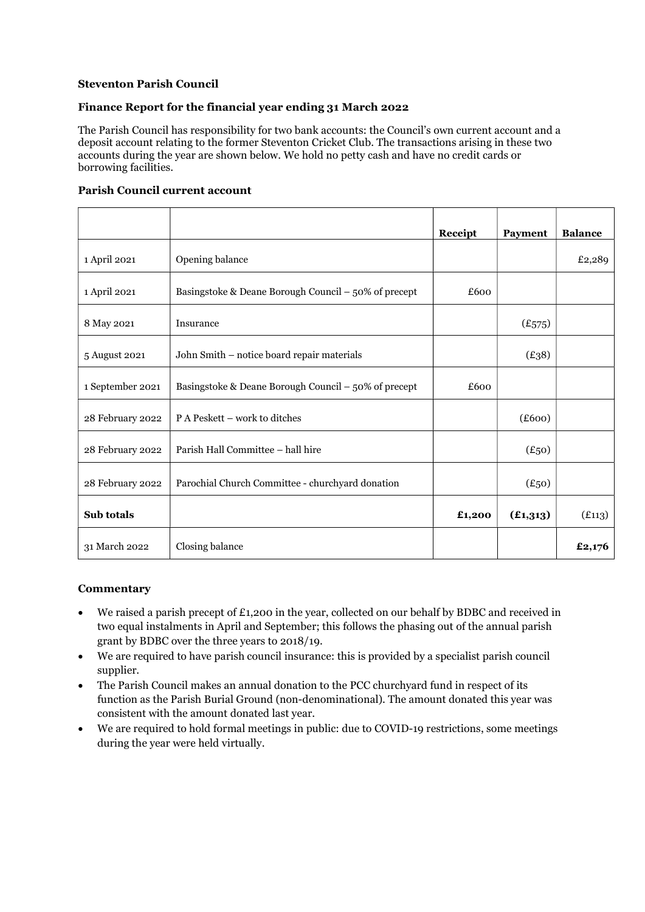**Steventon Parish Council**

**Finance Report for the financial year ending 31 March 2022**

The Parish Council has responsibility for two bank accounts: the Council's own current account and a deposit account relating to the former Steventon Cricket Club. The transactions arising in these two accounts during the year are shown below. We hold no petty cash and have no credit cards or borrowing facilities.

**Parish Council current account**

| | | Receipt | Payment | Balance |
|---|---|---|---|---|
| 1 April 2021 | Opening balance | | | £2,289 |
| 1 April 2021 | Basingstoke & Deane Borough Council – 50% of precept | £600 | | |
| 8 May 2021 | Insurance | | (£575) | |
| 5 August 2021 | John Smith – notice board repair materials | | (£38) | |
| 1 September 2021 | Basingstoke & Deane Borough Council – 50% of precept | £600 | | |
| 28 February 2022 | P A Peskett – work to ditches | | (£600) | |
| 28 February 2022 | Parish Hall Committee – hall hire | | (£50) | |
| 28 February 2022 | Parochial Church Committee - churchyard donation | | (£50) | |
| **Sub totals** | | **£1,200** | **(£1,313)** | (£113) |
| 31 March 2022 | Closing balance | | | **£2,176** |

**Commentary**

- We raised a parish precept of £1,200 in the year, collected on our behalf by BDBC and received in two equal instalments in April and September; this follows the phasing out of the annual parish grant by BDBC over the three years to 2018/19.
- We are required to have parish council insurance: this is provided by a specialist parish council supplier.
- The Parish Council makes an annual donation to the PCC churchyard fund in respect of its function as the Parish Burial Ground (non-denominational). The amount donated this year was consistent with the amount donated last year.
- We are required to hold formal meetings in public: due to COVID-19 restrictions, some meetings during the year were held virtually.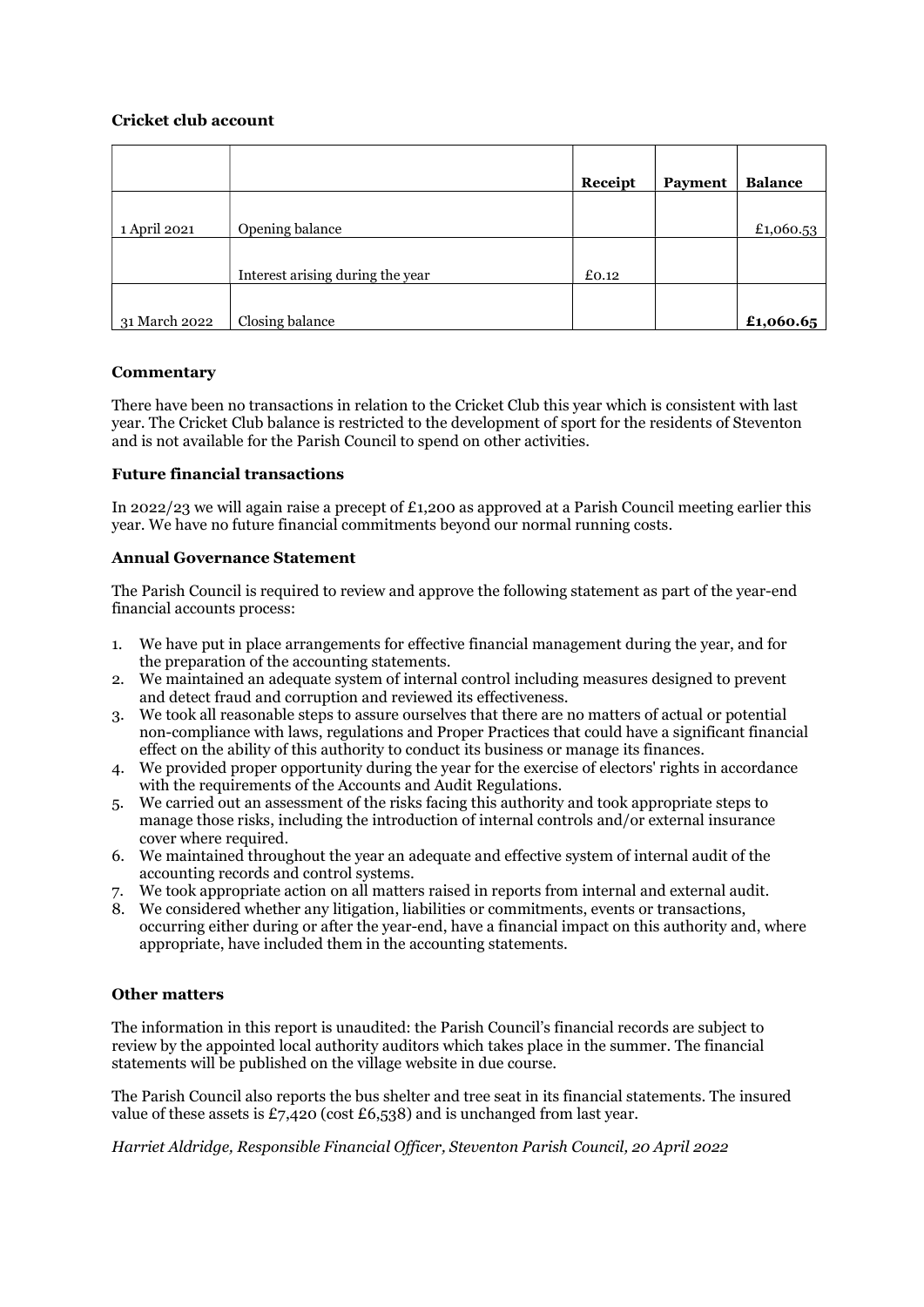**Cricket club account**

| | | Receipt | Payment | Balance |
|---|---|---|---|---|
| 1 April 2021 | Opening balance | | | £1,060.53 |
| | Interest arising during the year | £0.12 | | |
| 31 March 2022 | Closing balance | | | **£1,060.65** |

**Commentary**

There have been no transactions in relation to the Cricket Club this year which is consistent with last year. The Cricket Club balance is restricted to the development of sport for the residents of Steventon and is not available for the Parish Council to spend on other activities.

**Future financial transactions**

In 2022/23 we will again raise a precept of £1,200 as approved at a Parish Council meeting earlier this year. We have no future financial commitments beyond our normal running costs.

**Annual Governance Statement**

The Parish Council is required to review and approve the following statement as part of the year-end financial accounts process:

1. We have put in place arrangements for effective financial management during the year, and for the preparation of the accounting statements.
2. We maintained an adequate system of internal control including measures designed to prevent and detect fraud and corruption and reviewed its effectiveness.
3. We took all reasonable steps to assure ourselves that there are no matters of actual or potential non-compliance with laws, regulations and Proper Practices that could have a significant financial effect on the ability of this authority to conduct its business or manage its finances.
4. We provided proper opportunity during the year for the exercise of electors' rights in accordance with the requirements of the Accounts and Audit Regulations.
5. We carried out an assessment of the risks facing this authority and took appropriate steps to manage those risks, including the introduction of internal controls and/or external insurance cover where required.
6. We maintained throughout the year an adequate and effective system of internal audit of the accounting records and control systems.
7. We took appropriate action on all matters raised in reports from internal and external audit.
8. We considered whether any litigation, liabilities or commitments, events or transactions, occurring either during or after the year-end, have a financial impact on this authority and, where appropriate, have included them in the accounting statements.

**Other matters**

The information in this report is unaudited: the Parish Council's financial records are subject to review by the appointed local authority auditors which takes place in the summer. The financial statements will be published on the village website in due course.

The Parish Council also reports the bus shelter and tree seat in its financial statements. The insured value of these assets is £7,420 (cost £6,538) and is unchanged from last year.

*Harriet Aldridge, Responsible Financial Officer, Steventon Parish Council, 20 April 2022*